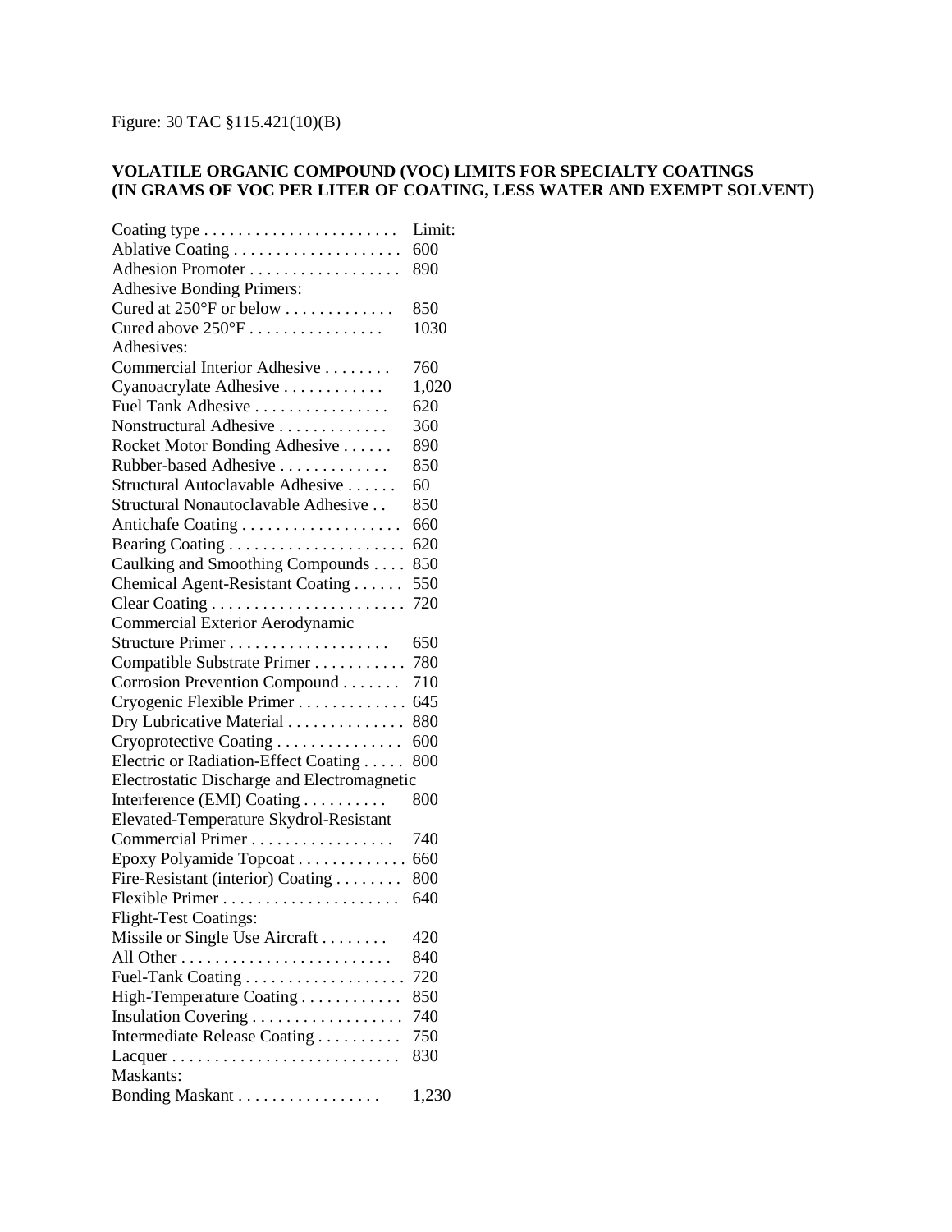Figure: 30 TAC §115.421(10)(B)

**VOLATILE ORGANIC COMPOUND (VOC) LIMITS FOR SPECIALTY COATINGS (IN GRAMS OF VOC PER LITER OF COATING, LESS WATER AND EXEMPT SOLVENT)**

| Coating type | Limit: |
|---|---|
| Ablative Coating | 600 |
| Adhesion Promoter | 890 |
| Adhesive Bonding Primers: | |
| Cured at 250°F or below | 850 |
| Cured above 250°F | 1030 |
| Adhesives: | |
| Commercial Interior Adhesive | 760 |
| Cyanoacrylate Adhesive | 1,020 |
| Fuel Tank Adhesive | 620 |
| Nonstructural Adhesive | 360 |
| Rocket Motor Bonding Adhesive | 890 |
| Rubber-based Adhesive | 850 |
| Structural Autoclavable Adhesive | 60 |
| Structural Nonautoclavable Adhesive | 850 |
| Antichafe Coating | 660 |
| Bearing Coating | 620 |
| Caulking and Smoothing Compounds | 850 |
| Chemical Agent-Resistant Coating | 550 |
| Clear Coating | 720 |
| Commercial Exterior Aerodynamic Structure Primer | 650 |
| Compatible Substrate Primer | 780 |
| Corrosion Prevention Compound | 710 |
| Cryogenic Flexible Primer | 645 |
| Dry Lubricative Material | 880 |
| Cryoprotective Coating | 600 |
| Electric or Radiation-Effect Coating | 800 |
| Electrostatic Discharge and Electromagnetic Interference (EMI) Coating | 800 |
| Elevated-Temperature Skydrol-Resistant Commercial Primer | 740 |
| Epoxy Polyamide Topcoat | 660 |
| Fire-Resistant (interior) Coating | 800 |
| Flexible Primer | 640 |
| Flight-Test Coatings: | |
| Missile or Single Use Aircraft | 420 |
| All Other | 840 |
| Fuel-Tank Coating | 720 |
| High-Temperature Coating | 850 |
| Insulation Covering | 740 |
| Intermediate Release Coating | 750 |
| Lacquer | 830 |
| Maskants: | |
| Bonding Maskant | 1,230 |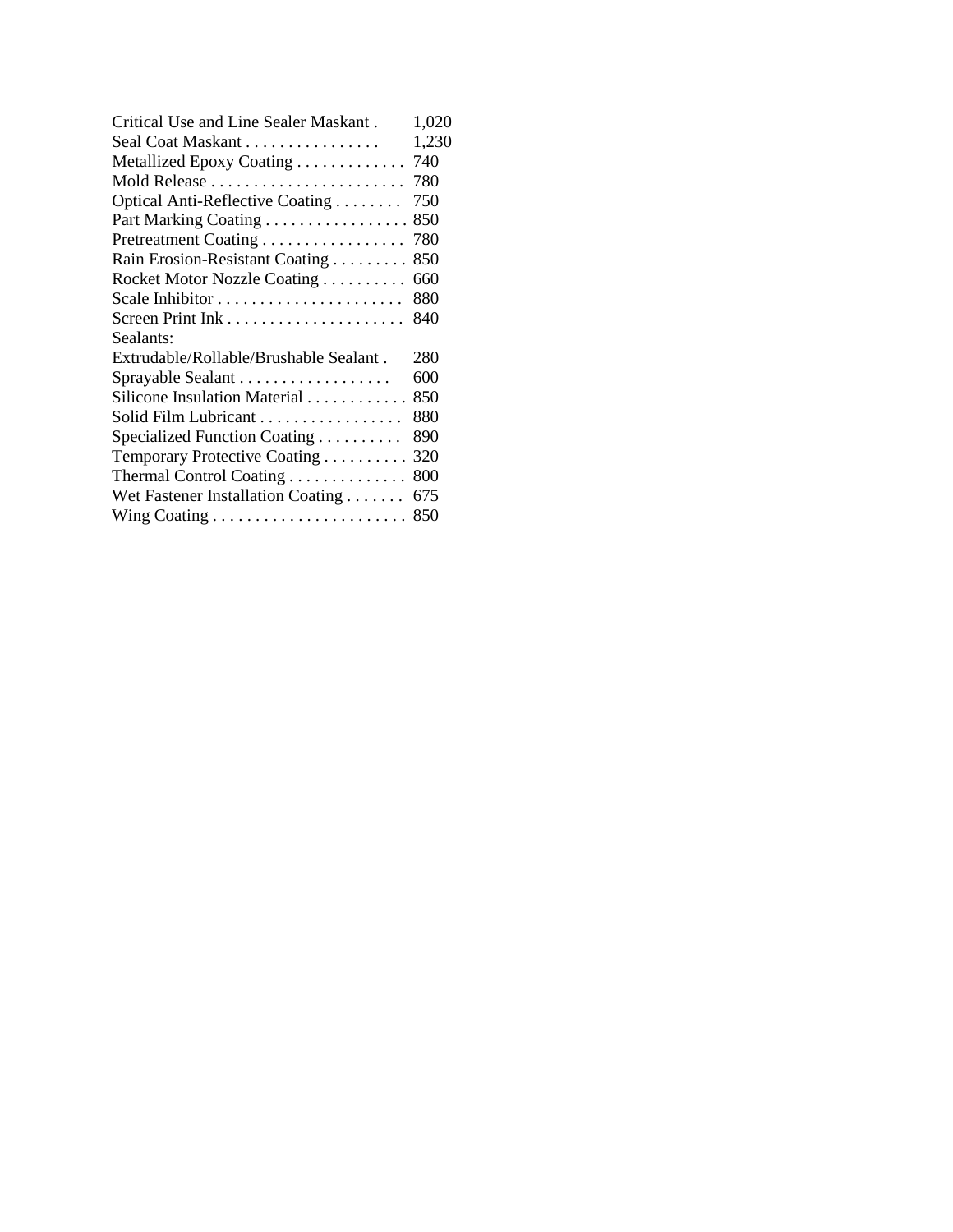| | |
|---|---|
| Critical Use and Line Sealer Maskant | 1,020 |
| Seal Coat Maskant | 1,230 |
| Metallized Epoxy Coating | 740 |
| Mold Release | 780 |
| Optical Anti-Reflective Coating | 750 |
| Part Marking Coating | 850 |
| Pretreatment Coating | 780 |
| Rain Erosion-Resistant Coating | 850 |
| Rocket Motor Nozzle Coating | 660 |
| Scale Inhibitor | 880 |
| Screen Print Ink | 840 |
| Sealants: | |
| Extrudable/Rollable/Brushable Sealant | 280 |
| Sprayable Sealant | 600 |
| Silicone Insulation Material | 850 |
| Solid Film Lubricant | 880 |
| Specialized Function Coating | 890 |
| Temporary Protective Coating | 320 |
| Thermal Control Coating | 800 |
| Wet Fastener Installation Coating | 675 |
| Wing Coating | 850 |